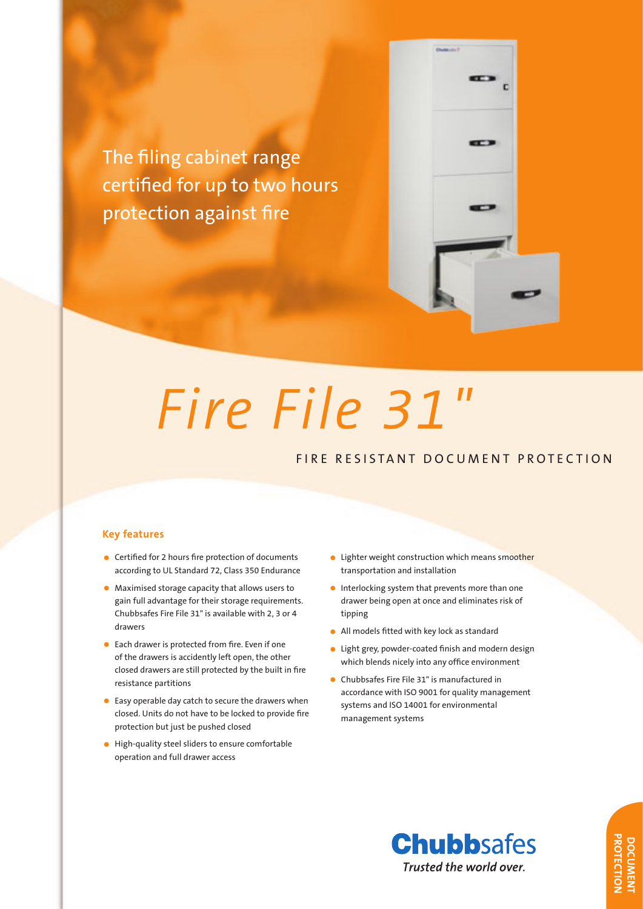The filing cabinet range certified for up to two hours protection against fire

# *Fire File 31"*

## FIRE RESISTANT DOCUMENT PROTECTION

### Key features

- Certified for 2 hours fire protection of documents according to UL Standard 72, Class 350 Endurance
- Maximised storage capacity that allows users to gain full advantage for their storage requirements. Chubbsafes Fire File 31" is available with 2, 3 or 4 drawers
- Each drawer is protected from fire. Even if one of the drawers is accidently left open, the other closed drawers are still protected by the built in fire resistance partitions
- Easy operable day catch to secure the drawers when closed. Units do not have to be locked to provide fire protection but just be pushed closed
- High-quality steel sliders to ensure comfortable operation and full drawer access
- Lighter weight construction which means smoother transportation and installation
- Interlocking system that prevents more than one drawer being open at once and eliminates risk of tipping
- All models fitted with key lock as standard
- Light grey, powder-coated finish and modern design which blends nicely into any office environment
- Chubbsafes Fire File 31" is manufactured in accordance with ISO 9001 for quality management systems and ISO 14001 for environmental management systems

**Chubb**safes
*Trusted the world over.*

DOCUMENT PROTECTION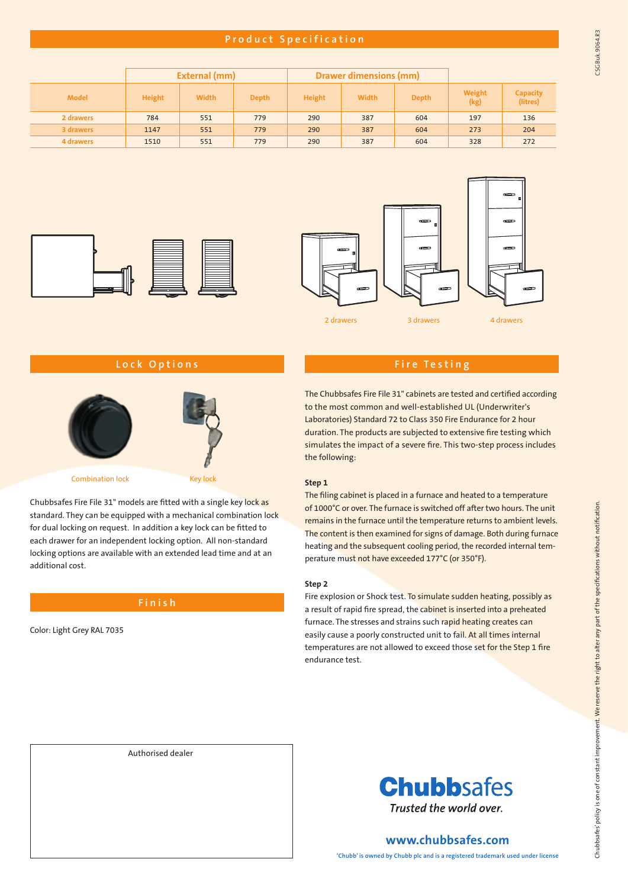## Product Specification

| Model | External (mm) | | | Drawer dimensions (mm) | | | Weight (kg) | Capacity (litres) |
|---|---|---|---|---|---|---|---|---|
| | Height | Width | Depth | Height | Width | Depth | | |
| 2 drawers | 784 | 551 | 779 | 290 | 387 | 604 | 197 | 136 |
| 3 drawers | 1147 | 551 | 779 | 290 | 387 | 604 | 273 | 204 |
| 4 drawers | 1510 | 551 | 779 | 290 | 387 | 604 | 328 | 272 |

2 drawers

3 drawers

4 drawers

## Lock Options

Combination lock

Key lock

Chubbsafes Fire File 31" models are fitted with a single key lock as standard. They can be equipped with a mechanical combination lock for dual locking on request. In addition a key lock can be fitted to each drawer for an independent locking option. All non-standard locking options are available with an extended lead time and at an additional cost.

## Finish

Color: Light Grey RAL 7035

## Fire Testing

The Chubbsafes Fire File 31" cabinets are tested and certified according to the most common and well-established UL (Underwriter's Laboratories) Standard 72 to Class 350 Fire Endurance for 2 hour duration. The products are subjected to extensive fire testing which simulates the impact of a severe fire. This two-step process includes the following:

**Step 1**

The filing cabinet is placed in a furnace and heated to a temperature of 1000°C or over. The furnace is switched off after two hours. The unit remains in the furnace until the temperature returns to ambient levels. The content is then examined for signs of damage. Both during furnace heating and the subsequent cooling period, the recorded internal temperature must not have exceeded 177°C (or 350°F).

**Step 2**

Fire explosion or Shock test. To simulate sudden heating, possibly as a result of rapid fire spread, the cabinet is inserted into a preheated furnace. The stresses and strains such rapid heating creates can easily cause a poorly constructed unit to fail. At all times internal temperatures are not allowed to exceed those set for the Step 1 fire endurance test.

Authorised dealer

**Chubbsafes**

*Trusted the world over.*

**www.chubbsafes.com**

'Chubb' is owned by Chubb plc and is a registered trademark used under license

Chubbsafes' policy is one of constant improvement. We reserve the right to alter any part of the specifications without notification.

CSCBuk.9064.R3